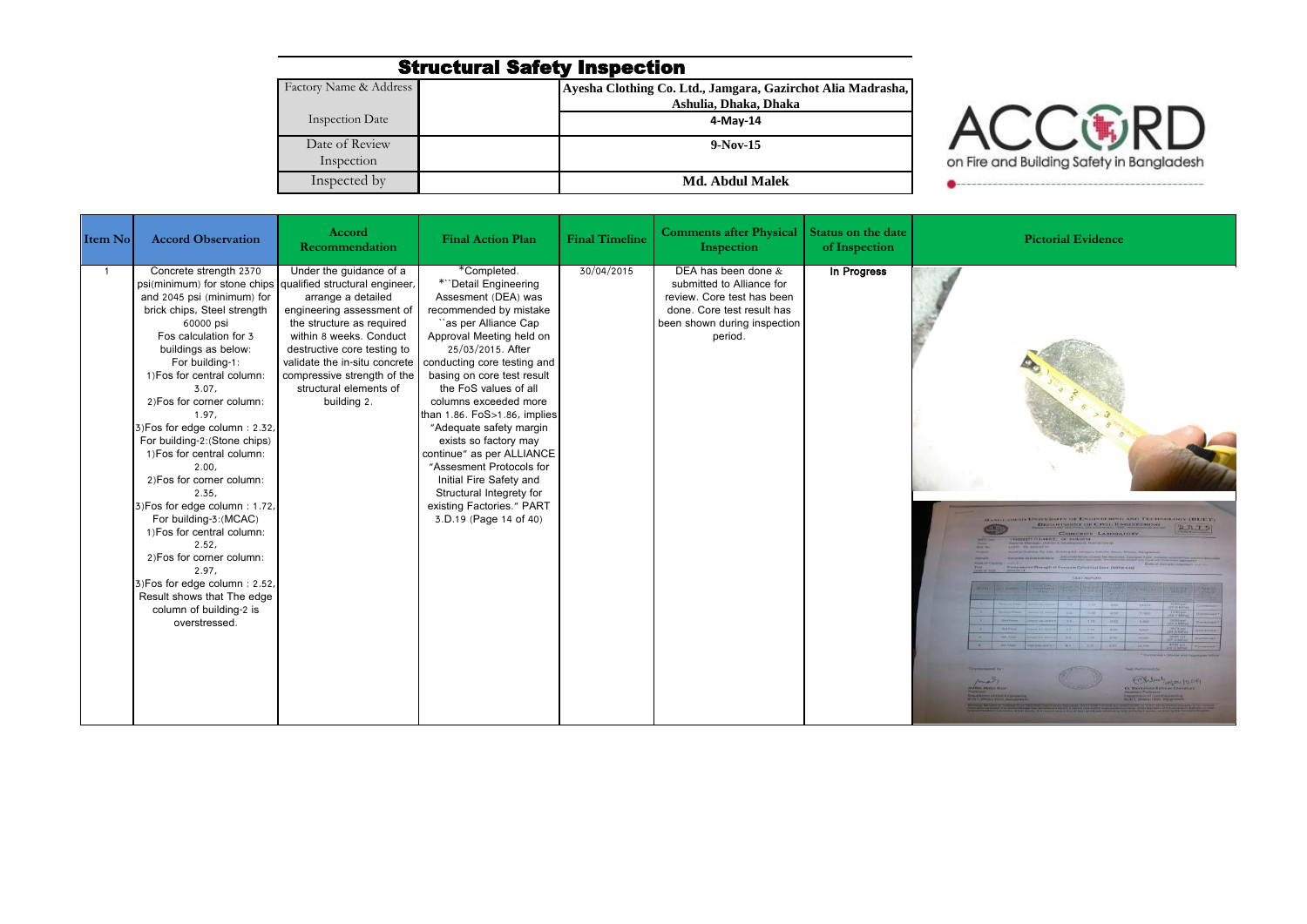# Structural Safety Inspection

| | | |
|---|---|---|
| Factory Name & Address | | Ayesha Clothing Co. Ltd., Jamgara, Gazirchot Alia Madrasha, Ashulia, Dhaka, Dhaka |
| Inspection Date | | 4-May-14 |
| Date of Review Inspection | | 9-Nov-15 |
| Inspected by | | Md. Abdul Malek |

ACCORD on Fire and Building Safety in Bangladesh

| Item No | Accord Observation | Accord Recommendation | Final Action Plan | Final Timeline | Comments after Physical Inspection | Status on the date of Inspection | Pictorial Evidence |
|---|---|---|---|---|---|---|---|
| 1 | Concrete strength 2370 psi(minimum) for stone chips and 2045 psi (minimum) for brick chips, Steel strength 60000 psi<br>Fos calculation for 3 buildings as below:<br>For building-1:<br>1)Fos for central column: 3.07,<br>2)Fos for corner column: 1.97,<br>3)Fos for edge column : 2.32,<br>For building-2:(Stone chips)<br>1)Fos for central column: 2.00,<br>2)Fos for corner column: 2.35,<br>3)Fos for edge column : 1.72,<br>For building-3:(MCAC)<br>1)Fos for central column: 2.52,<br>2)Fos for corner column: 2.97,<br>3)Fos for edge column : 2.52,<br>Result shows that The edge column of building-2 is overstressed. | Under the guidance of a qualified structural engineer, arrange a detailed engineering assessment of the structure as required within 8 weeks. Conduct destructive core testing to validate the in-situ concrete compressive strength of the structural elements of building 2. | *Completed.<br>*``Detail Engineering Assesment (DEA) was recommended by mistake ``as per Alliance Cap Approval Meeting held on 25/03/2015. After conducting core testing and basing on core test result the FoS values of all columns exceeded more than 1.86. FoS>1.86, implies "Adequate safety margin exists so factory may continue" as per ALLIANCE "Assesment Protocols for Initial Fire Safety and Structural Integrety for existing Factories." PART 3.D.19 (Page 14 of 40) | 30/04/2015 | DEA has been done & submitted to Alliance for review. Core test has been done. Core test result has been shown during inspection period. | In Progress | |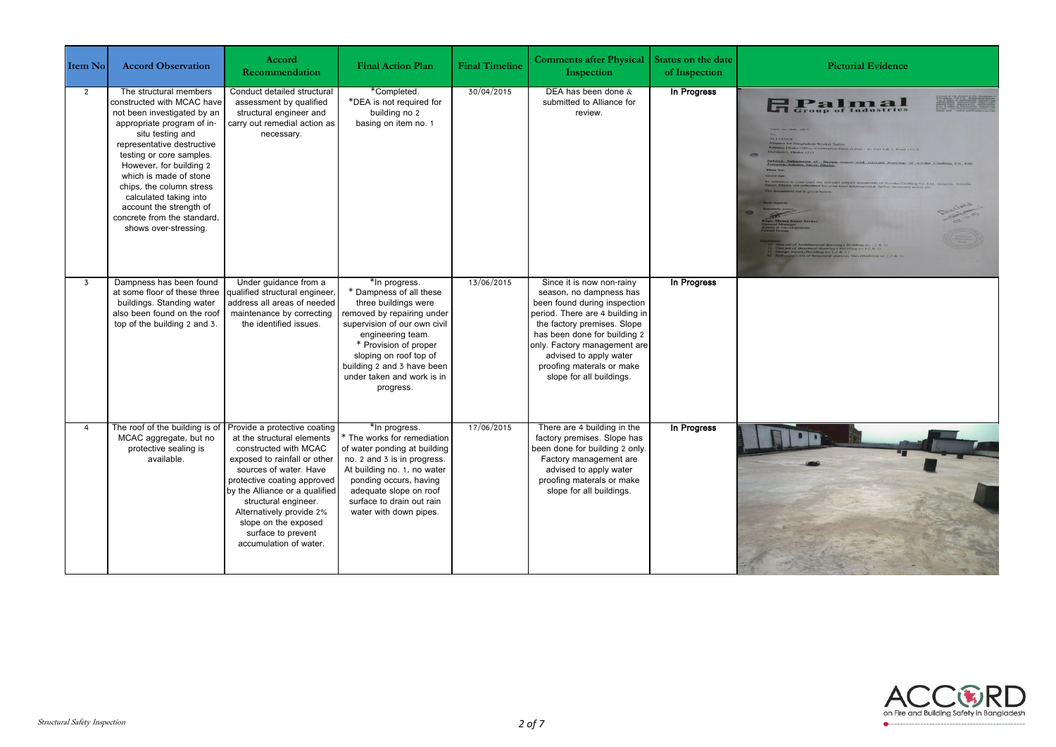| Item No | Accord Observation | Accord Recommendation | Final Action Plan | Final Timeline | Comments after Physical Inspection | Status on the date of Inspection | Pictorial Evidence |
|---|---|---|---|---|---|---|---|
| 2 | The structural members constructed with MCAC have not been investigated by an appropriate program of in-situ testing and representative destructive testing or core samples. However, for building 2 which is made of stone chips, the column stress calculated taking into account the strength of concrete from the standard, shows over-stressing. | Conduct detailed structural assessment by qualified structural engineer and carry out remedial action as necessary. | *Completed.<br>*DEA is not required for building no 2 basing on item no. 1 | 30/04/2015 | DEA has been done & submitted to Alliance for review. | In Progress | |
| 3 | Dampness has been found at some floor of these three buildings. Standing water also been found on the roof top of the building 2 and 3. | Under guidance from a qualified structural engineer, address all areas of needed maintenance by correcting the identified issues. | *In progress.<br>* Dampness of all these three buildings were removed by repairing under supervision of our own civil engineering team.<br>* Provision of proper sloping on roof top of building 2 and 3 have been under taken and work is in progress. | 13/06/2015 | Since it is now non-rainy season, no dampness has been found during inspection period. There are 4 building in the factory premises. Slope has been done for building 2 only. Factory management are advised to apply water proofing materals or make slope for all buildings. | In Progress | |
| 4 | The roof of the building is of MCAC aggregate, but no protective sealing is available. | Provide a protective coating at the structural elements constructed with MCAC exposed to rainfall or other sources of water. Have protective coating approved by the Alliance or a qualified structural engineer. Alternatively provide 2% slope on the exposed surface to prevent accumulation of water. | *In progress.<br>* The works for remediation of water ponding at building no. 2 and 3 is in progress. At building no. 1, no water ponding occurs, having adequate slope on roof surface to drain out rain water with down pipes. | 17/06/2015 | There are 4 building in the factory premises. Slope has been done for building 2 only. Factory management are advised to apply water proofing materals or make slope for all buildings. | In Progress | |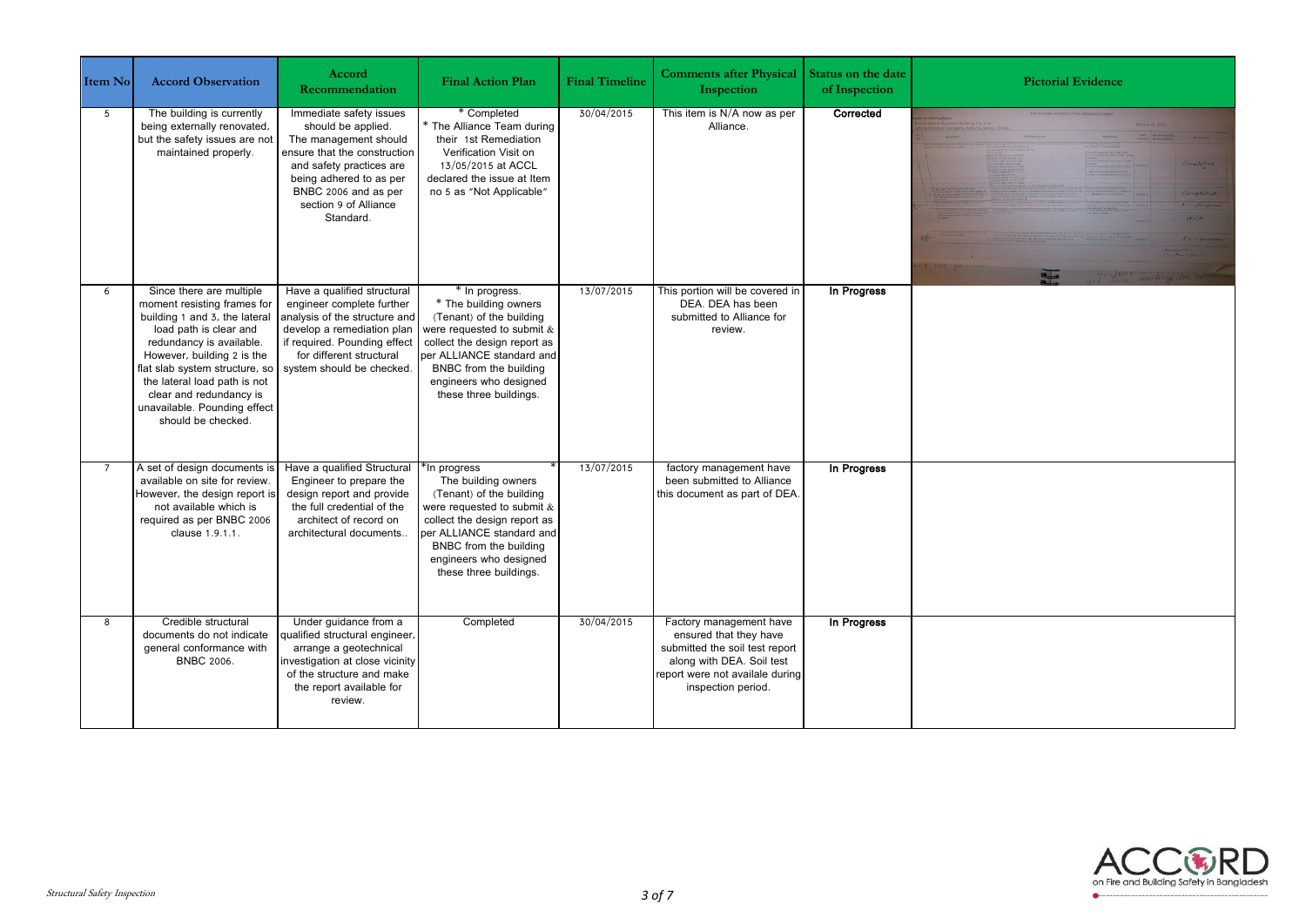| Item No | Accord Observation | Accord Recommendation | Final Action Plan | Final Timeline | Comments after Physical Inspection | Status on the date of Inspection | Pictorial Evidence |
|---|---|---|---|---|---|---|---|
| 5 | The building is currently being externally renovated, but the safety issues are not maintained properly. | Immediate safety issues should be applied. The management should ensure that the construction and safety practices are being adhered to as per BNBC 2006 and as per section 9 of Alliance Standard. | * Completed * The Alliance Team during their 1st Remediation Verification Visit on 13/05/2015 at ACCL declared the issue at Item no 5 as "Not Applicable" | 30/04/2015 | This item is N/A now as per Alliance. | **Corrected** | |
| 6 | Since there are multiple moment resisting frames for building 1 and 3, the lateral load path is clear and redundancy is available. However, building 2 is the flat slab system structure, so the lateral load path is not clear and redundancy is unavailable. Pounding effect should be checked. | Have a qualified structural engineer complete further analysis of the structure and develop a remediation plan if required. Pounding effect for different structural system should be checked. | * In progress. * The building owners (Tenant) of the building were requested to submit & collect the design report as per ALLIANCE standard and BNBC from the building engineers who designed these three buildings. | 13/07/2015 | This portion will be covered in DEA. DEA has been submitted to Alliance for review. | **In Progress** | |
| 7 | A set of design documents is available on site for review. However, the design report is not available which is required as per BNBC 2006 clause 1.9.1.1. | Have a qualified Structural Engineer to prepare the design report and provide the full credential of the architect of record on architectural documents.. | *In progress * The building owners (Tenant) of the building were requested to submit & collect the design report as per ALLIANCE standard and BNBC from the building engineers who designed these three buildings. | 13/07/2015 | factory management have been submitted to Alliance this document as part of DEA. | **In Progress** | |
| 8 | Credible structural documents do not indicate general conformance with BNBC 2006. | Under guidance from a qualified structural engineer, arrange a geotechnical investigation at close vicinity of the structure and make the report available for review. | Completed | 30/04/2015 | Factory management have ensured that they have submitted the soil test report along with DEA. Soil test report were not available during inspection period. | **In Progress** | |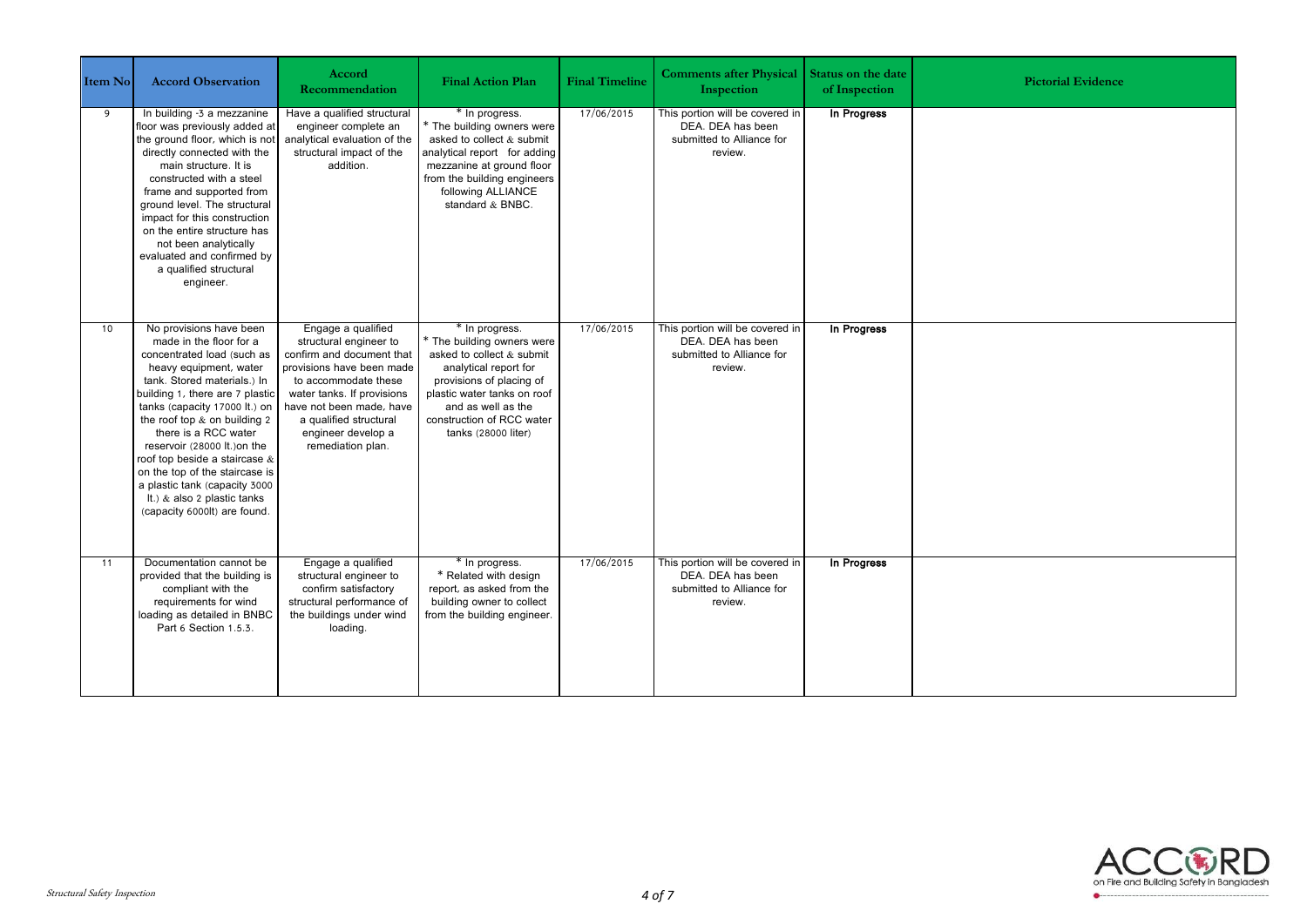| Item No | Accord Observation | Accord Recommendation | Final Action Plan | Final Timeline | Comments after Physical Inspection | Status on the date of Inspection | Pictorial Evidence |
|---|---|---|---|---|---|---|---|
| 9 | In building -3 a mezzanine floor was previously added at the ground floor, which is not directly connected with the main structure. It is constructed with a steel frame and supported from ground level. The structural impact for this construction on the entire structure has not been analytically evaluated and confirmed by a qualified structural engineer. | Have a qualified structural engineer complete an analytical evaluation of the structural impact of the addition. | * In progress.<br>* The building owners were asked to collect & submit analytical report for adding mezzanine at ground floor from the building engineers following ALLIANCE standard & BNBC. | 17/06/2015 | This portion will be covered in DEA. DEA has been submitted to Alliance for review. | **In Progress** | |
| 10 | No provisions have been made in the floor for a concentrated load (such as heavy equipment, water tank. Stored materials.) In building 1, there are 7 plastic tanks (capacity 17000 lt.) on the roof top & on building 2 there is a RCC water reservoir (28000 lt.)on the roof top beside a staircase & on the top of the staircase is a plastic tank (capacity 3000 lt.) & also 2 plastic tanks (capacity 6000lt) are found. | Engage a qualified structural engineer to confirm and document that provisions have been made to accommodate these water tanks. If provisions have not been made, have a qualified structural engineer develop a remediation plan. | * In progress.<br>* The building owners were asked to collect & submit analytical report for provisions of placing of plastic water tanks on roof and as well as the construction of RCC water tanks (28000 liter) | 17/06/2015 | This portion will be covered in DEA. DEA has been submitted to Alliance for review. | **In Progress** | |
| 11 | Documentation cannot be provided that the building is compliant with the requirements for wind loading as detailed in BNBC Part 6 Section 1.5.3. | Engage a qualified structural engineer to confirm satisfactory structural performance of the buildings under wind loading. | * In progress.<br>* Related with design report, as asked from the building owner to collect from the building engineer. | 17/06/2015 | This portion will be covered in DEA. DEA has been submitted to Alliance for review. | **In Progress** | |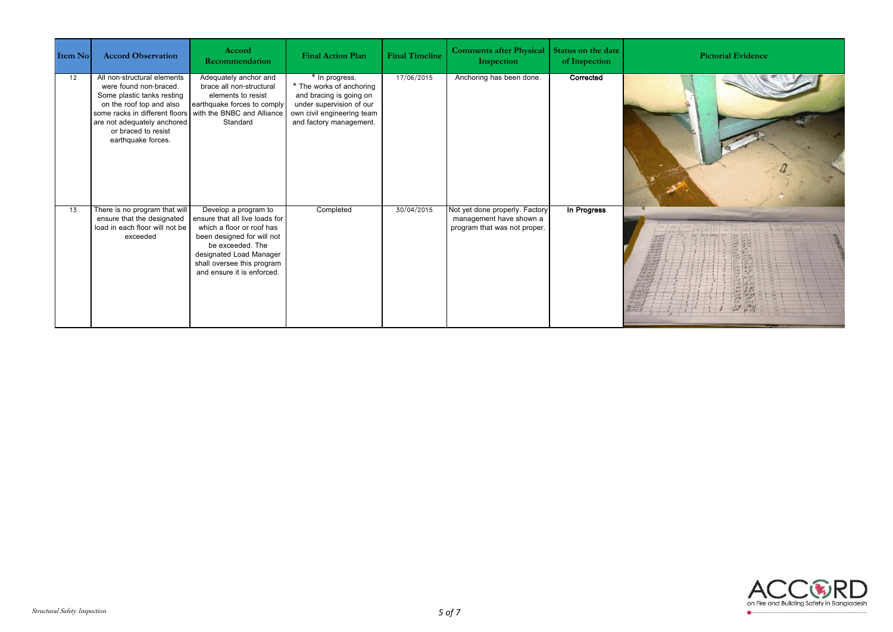| Item No | Accord Observation | Accord Recommendation | Final Action Plan | Final Timeline | Comments after Physical Inspection | Status on the date of Inspection | Pictorial Evidence |
|---|---|---|---|---|---|---|---|
| 12 | All non-structural elements were found non-braced. Some plastic tanks resting on the roof top and also some racks in different floors are not adequately anchored or braced to resist earthquake forces. | Adequately anchor and brace all non-structural elements to resist earthquake forces to comply with the BNBC and Alliance Standard | * In progress.<br>* The works of anchoring and bracing is going on under supervision of our own civil engineering team and factory management. | 17/06/2015 | Anchoring has been done. | **Corrected** | |
| 13 | There is no program that will ensure that the designated load in each floor will not be exceeded | Develop a program to ensure that all live loads for which a floor or roof has been designed for will not be exceeded. The designated Load Manager shall oversee this program and ensure it is enforced. | Completed | 30/04/2015 | Not yet done properly. Factory management have shown a program that was not proper. | **In Progress** | |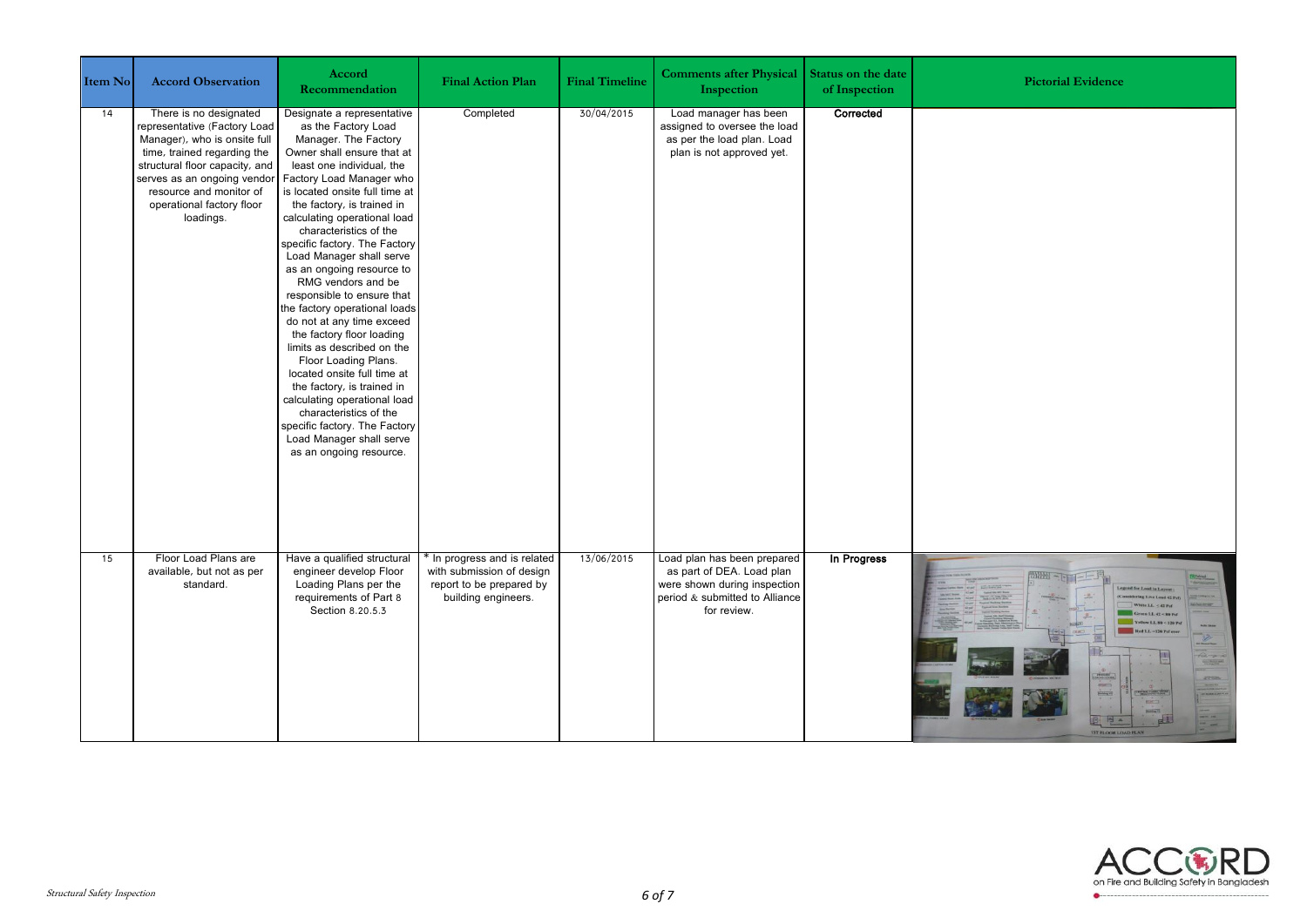| Item No | Accord Observation | Accord Recommendation | Final Action Plan | Final Timeline | Comments after Physical Inspection | Status on the date of Inspection | Pictorial Evidence |
|---|---|---|---|---|---|---|---|
| 14 | There is no designated representative (Factory Load Manager), who is onsite full time, trained regarding the structural floor capacity, and serves as an ongoing vendor resource and monitor of operational factory floor loadings. | Designate a representative as the Factory Load Manager. The Factory Owner shall ensure that at least one individual, the Factory Load Manager who is located onsite full time at the factory, is trained in calculating operational load characteristics of the specific factory. The Factory Load Manager shall serve as an ongoing resource to RMG vendors and be responsible to ensure that the factory operational loads do not at any time exceed the factory floor loading limits as described on the Floor Loading Plans. located onsite full time at the factory, is trained in calculating operational load characteristics of the specific factory. The Factory Load Manager shall serve as an ongoing resource. | Completed | 30/04/2015 | Load manager has been assigned to oversee the load as per the load plan. Load plan is not approved yet. | **Corrected** | |
| 15 | Floor Load Plans are available, but not as per standard. | Have a qualified structural engineer develop Floor Loading Plans per the requirements of Part 8 Section 8.20.5.3 | * In progress and is related with submission of design report to be prepared by building engineers. | 13/06/2015 | Load plan has been prepared as part of DEA. Load plan were shown during inspection period & submitted to Alliance for review. | **In Progress** | |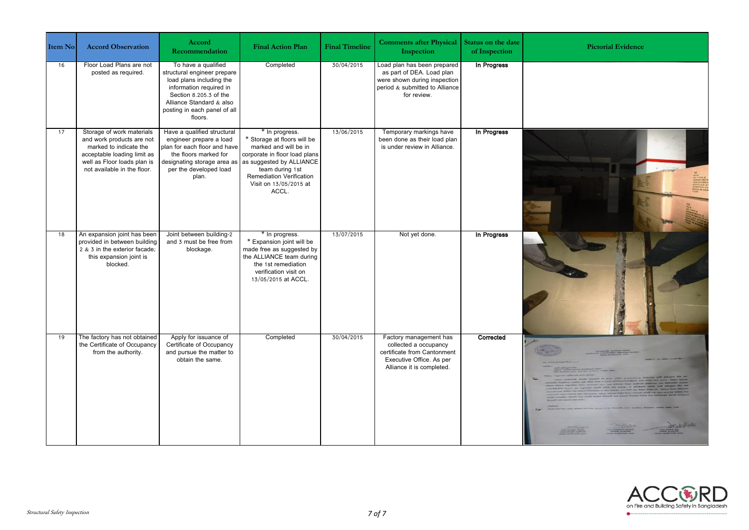| Item No | Accord Observation | Accord Recommendation | Final Action Plan | Final Timeline | Comments after Physical Inspection | Status on the date of Inspection | Pictorial Evidence |
|---|---|---|---|---|---|---|---|
| 16 | Floor Load Plans are not posted as required. | To have a qualified structural engineer prepare load plans including the information required in Section 8.205.3 of the Alliance Standard & also posting in each panel of all floors. | Completed | 30/04/2015 | Load plan has been prepared as part of DEA. Load plan were shown during inspection period & submitted to Alliance for review. | **In Progress** | |
| 17 | Storage of work materials and work products are not marked to indicate the acceptable loading limit as well as Floor loads plan is not available in the floor. | Have a qualified structural engineer prepare a load plan for each floor and have the floors marked for designating storage area as per the developed load plan. | * In progress. * Storage at floors will be marked and will be in corporate in floor load plans as suggested by ALLIANCE team during 1st Remediation Verification Visit on 13/05/2015 at ACCL. | 13/06/2015 | Temporary markings have been done as their load plan is under review in Alliance. | **In Progress** | |
| 18 | An expansion joint has been provided in between building 2 & 3 in the exterior facade; this expansion joint is blocked. | Joint between building-2 and 3 must be free from blockage. | * In progress. * Expansion joint will be made free as suggested by the ALLIANCE team during the 1st remediation verification visit on 13/05/2015 at ACCL. | 13/07/2015 | Not yet done. | **In Progress** | |
| 19 | The factory has not obtained the Certificate of Occupancy from the authority. | Apply for issuance of Certificate of Occupancy and pursue the matter to obtain the same. | Completed | 30/04/2015 | Factory management has collected a occupancy certificate from Cantonment Executive Office. As per Alliance it is completed. | **Corrected** | |